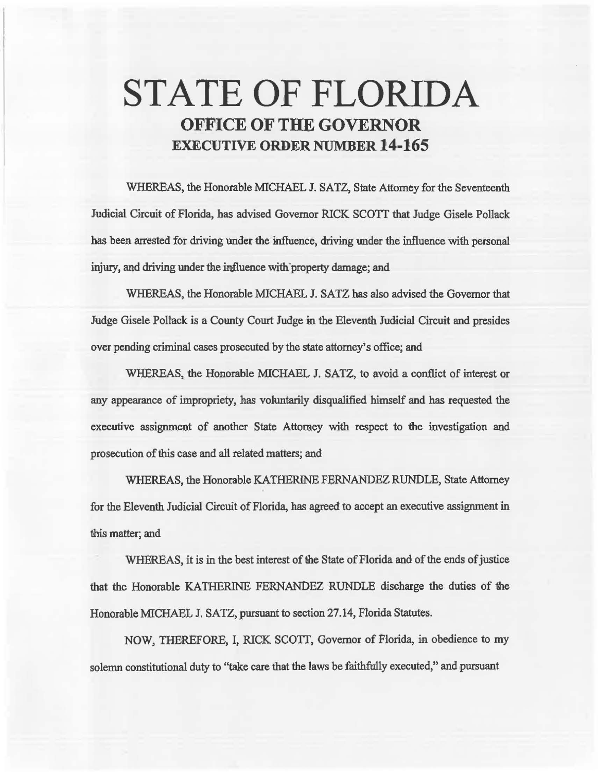# STATE OF FLORIDA

## OFFICE OF THE GOVERNOR

## EXECUTIVE ORDER NUMBER 14-165

WHEREAS, the Honorable MICHAEL J. SATZ, State Attorney for the Seventeenth Judicial Circuit of Florida, has advised Governor RICK SCOTT that Judge Gisele Pollack has been arrested for driving under the influence, driving under the influence with personal injury, and driving under the influence with property damage; and

WHEREAS, the Honorable MICHAEL J. SATZ has also advised the Governor that Judge Gisele Pollack is a County Court Judge in the Eleventh Judicial Circuit and presides over pending criminal cases prosecuted by the state attorney's office; and

WHEREAS, the Honorable MICHAEL J. SATZ, to avoid a conflict of interest or any appearance of impropriety, has voluntarily disqualified himself and has requested the executive assignment of another State Attorney with respect to the investigation and prosecution of this case and all related matters; and

WHEREAS, the Honorable KATHERINE FERNANDEZ RUNDLE, State Attorney for the Eleventh Judicial Circuit of Florida, has agreed to accept an executive assignment in this matter; and

WHEREAS, it is in the best interest of the State of Florida and of the ends of justice that the Honorable KATHERINE FERNANDEZ RUNDLE discharge the duties of the Honorable MICHAEL J. SATZ, pursuant to section 27.14, Florida Statutes.

NOW, THEREFORE, I, RICK SCOTT, Governor of Florida, in obedience to my solemn constitutional duty to "take care that the laws be faithfully executed," and pursuant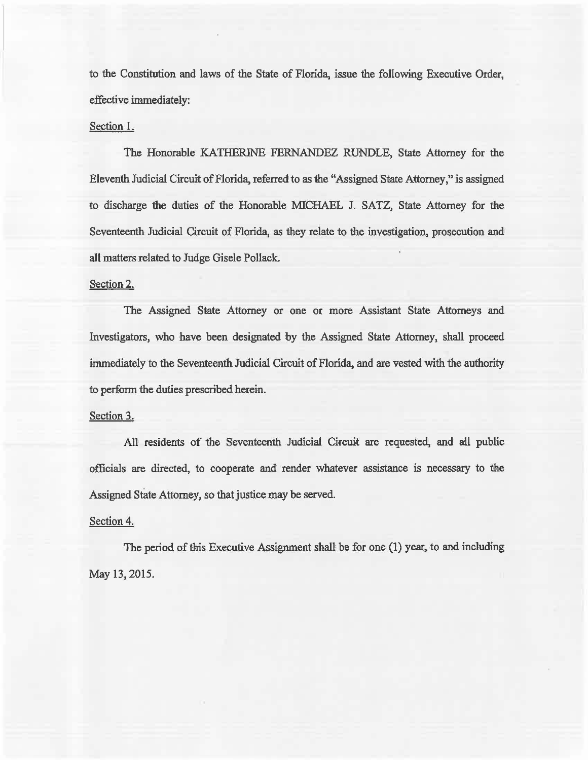to the Constitution and laws of the State of Florida, issue the following Executive Order, effective immediately:

Section 1.

The Honorable KATHERINE FERNANDEZ RUNDLE, State Attorney for the Eleventh Judicial Circuit of Florida, referred to as the "Assigned State Attorney," is assigned to discharge the duties of the Honorable MICHAEL J. SATZ, State Attorney for the Seventeenth Judicial Circuit of Florida, as they relate to the investigation, prosecution and all matters related to Judge Gisele Pollack.

Section 2.

The Assigned State Attorney or one or more Assistant State Attorneys and Investigators, who have been designated by the Assigned State Attorney, shall proceed immediately to the Seventeenth Judicial Circuit of Florida, and are vested with the authority to perform the duties prescribed herein.

Section 3.

All residents of the Seventeenth Judicial Circuit are requested, and all public officials are directed, to cooperate and render whatever assistance is necessary to the Assigned State Attorney, so that justice may be served.

Section 4.

The period of this Executive Assignment shall be for one (1) year, to and including May 13, 2015.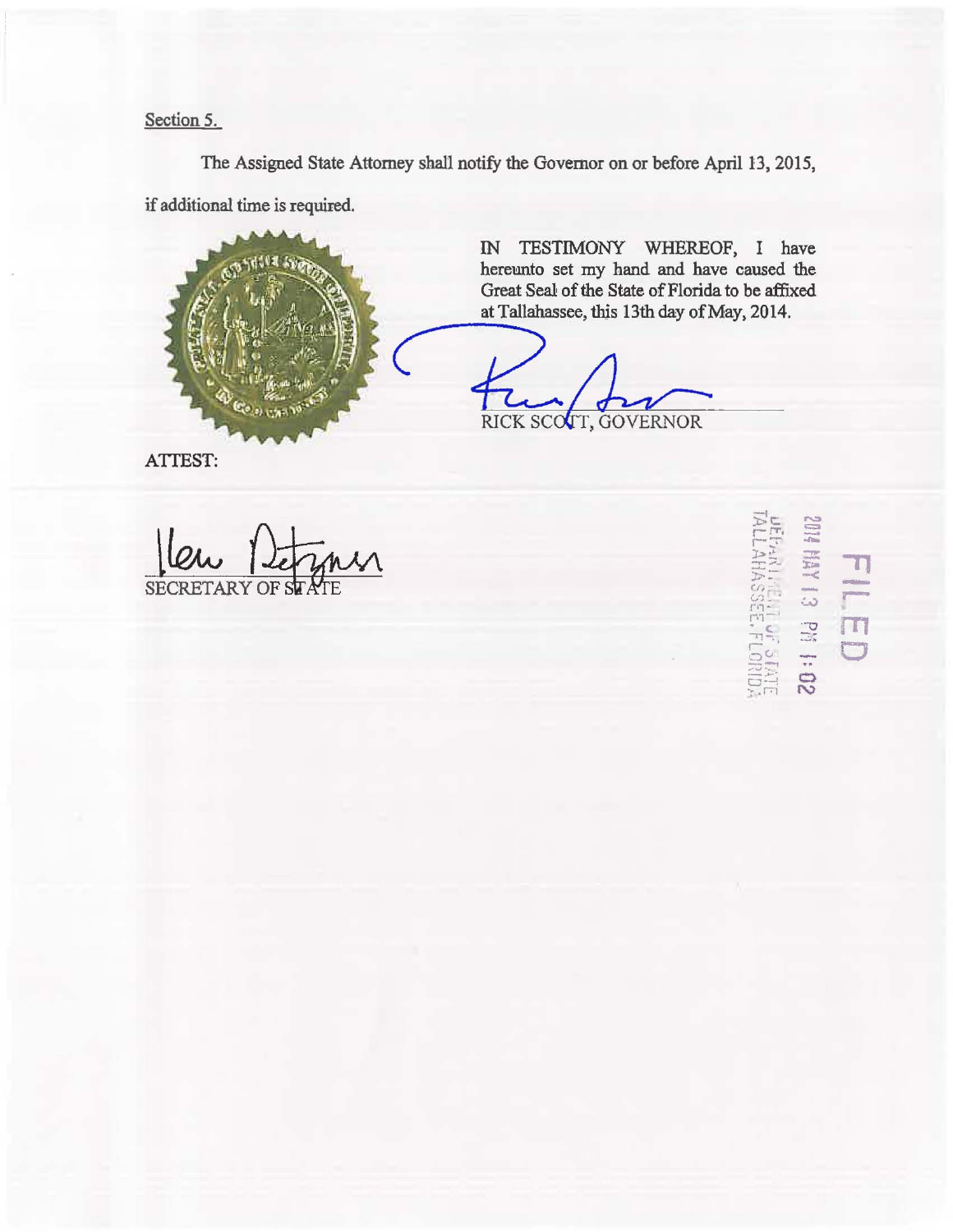Section 5.

The Assigned State Attorney shall notify the Governor on or before April 13, 2015, if additional time is required.

IN TESTIMONY WHEREOF, I have hereunto set my hand and have caused the Great Seal of the State of Florida to be affixed at Tallahassee, this 13th day of May, 2014.

RICK SCOTT, GOVERNOR

ATTEST:

SECRETARY OF STATE

FILED

2014 MAY 13 PM 1:02

DEPARTMENT OF STATE
TALLAHASSEE, FLORIDA